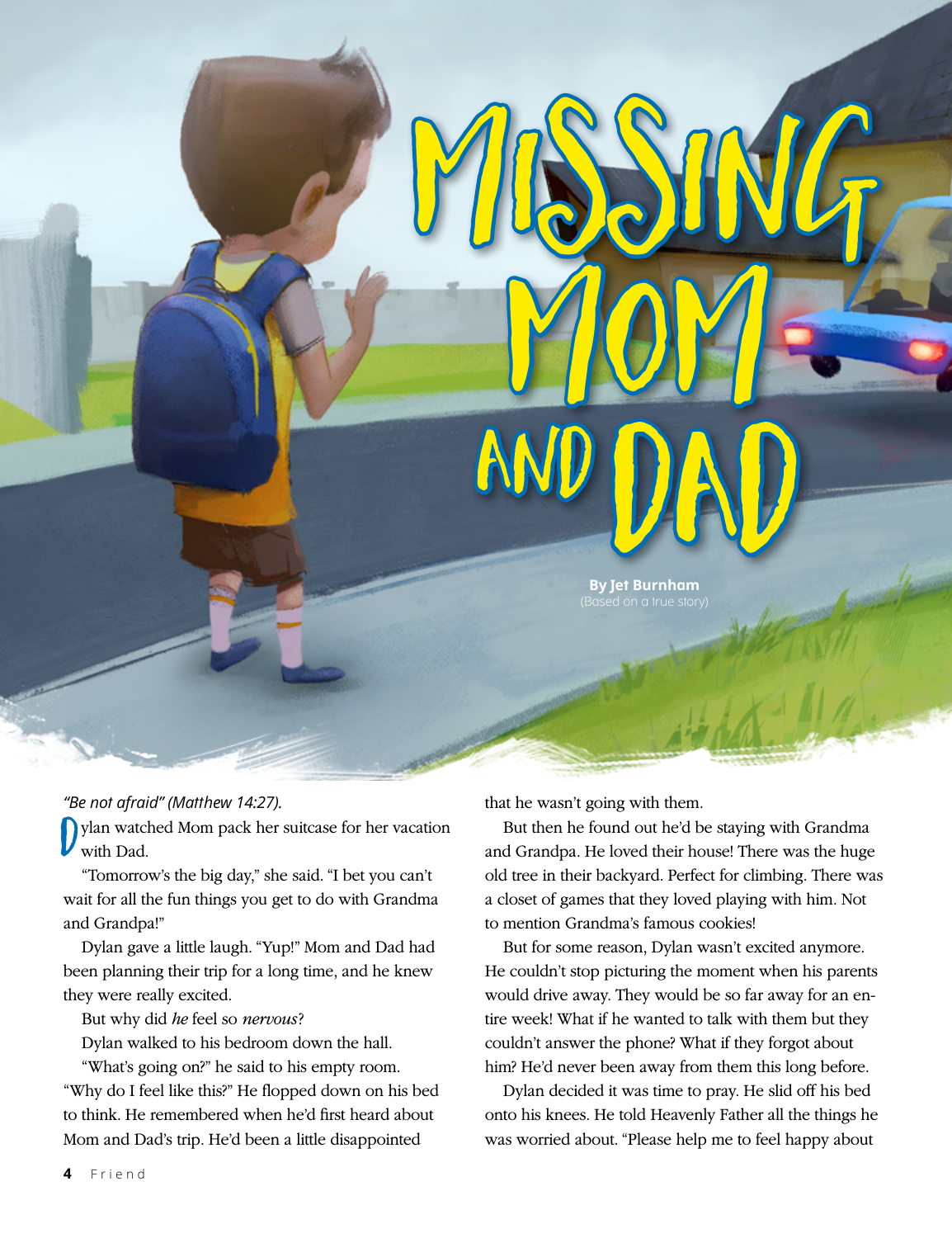# Missing Mom and Dad

**By Jet Burnham**
(Based on a true story)

*"Be not afraid" (Matthew 14:27).*

Dylan watched Mom pack her suitcase for her vacation with Dad.

"Tomorrow's the big day," she said. "I bet you can't wait for all the fun things you get to do with Grandma and Grandpa!"

Dylan gave a little laugh. "Yup!" Mom and Dad had been planning their trip for a long time, and he knew they were really excited.

But why did *he* feel so *nervous*?

Dylan walked to his bedroom down the hall.

"What's going on?" he said to his empty room. "Why do I feel like this?" He flopped down on his bed to think. He remembered when he'd first heard about Mom and Dad's trip. He'd been a little disappointed that he wasn't going with them.

But then he found out he'd be staying with Grandma and Grandpa. He loved their house! There was the huge old tree in their backyard. Perfect for climbing. There was a closet of games that they loved playing with him. Not to mention Grandma's famous cookies!

But for some reason, Dylan wasn't excited anymore. He couldn't stop picturing the moment when his parents would drive away. They would be so far away for an entire week! What if he wanted to talk with them but they couldn't answer the phone? What if they forgot about him? He'd never been away from them this long before.

Dylan decided it was time to pray. He slid off his bed onto his knees. He told Heavenly Father all the things he was worried about. "Please help me to feel happy about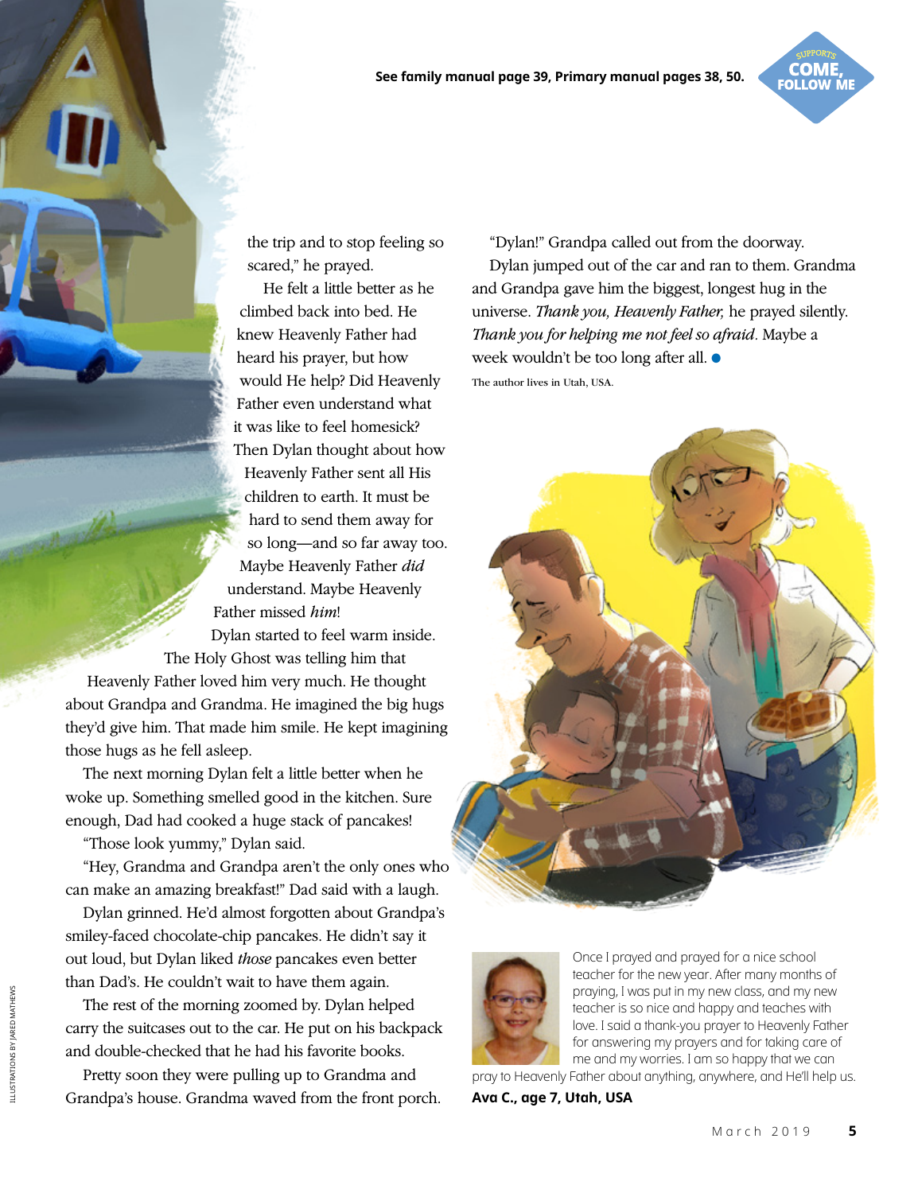See family manual page 39, Primary manual pages 38, 50.

SUPPORTS COME, FOLLOW ME

the trip and to stop feeling so scared," he prayed.

He felt a little better as he climbed back into bed. He knew Heavenly Father had heard his prayer, but how would He help? Did Heavenly Father even understand what it was like to feel homesick? Then Dylan thought about how Heavenly Father sent all His children to earth. It must be hard to send them away for so long—and so far away too. Maybe Heavenly Father *did* understand. Maybe Heavenly Father missed *him*!

Dylan started to feel warm inside. The Holy Ghost was telling him that Heavenly Father loved him very much. He thought about Grandpa and Grandma. He imagined the big hugs they'd give him. That made him smile. He kept imagining those hugs as he fell asleep.

The next morning Dylan felt a little better when he woke up. Something smelled good in the kitchen. Sure enough, Dad had cooked a huge stack of pancakes!

"Those look yummy," Dylan said.

"Hey, Grandma and Grandpa aren't the only ones who can make an amazing breakfast!" Dad said with a laugh.

Dylan grinned. He'd almost forgotten about Grandpa's smiley-faced chocolate-chip pancakes. He didn't say it out loud, but Dylan liked *those* pancakes even better than Dad's. He couldn't wait to have them again.

The rest of the morning zoomed by. Dylan helped carry the suitcases out to the car. He put on his backpack and double-checked that he had his favorite books.

Pretty soon they were pulling up to Grandma and Grandpa's house. Grandma waved from the front porch.

"Dylan!" Grandpa called out from the doorway.

Dylan jumped out of the car and ran to them. Grandma and Grandpa gave him the biggest, longest hug in the universe. *Thank you, Heavenly Father,* he prayed silently. *Thank you for helping me not feel so afraid.* Maybe a week wouldn't be too long after all. ●

The author lives in Utah, USA.

Once I prayed and prayed for a nice school teacher for the new year. After many months of praying, I was put in my new class, and my new teacher is so nice and happy and teaches with love. I said a thank-you prayer to Heavenly Father for answering my prayers and for taking care of me and my worries. I am so happy that we can pray to Heavenly Father about anything, anywhere, and He'll help us.

**Ava C., age 7, Utah, USA**

ILLUSTRATIONS BY JARED MATHEWS